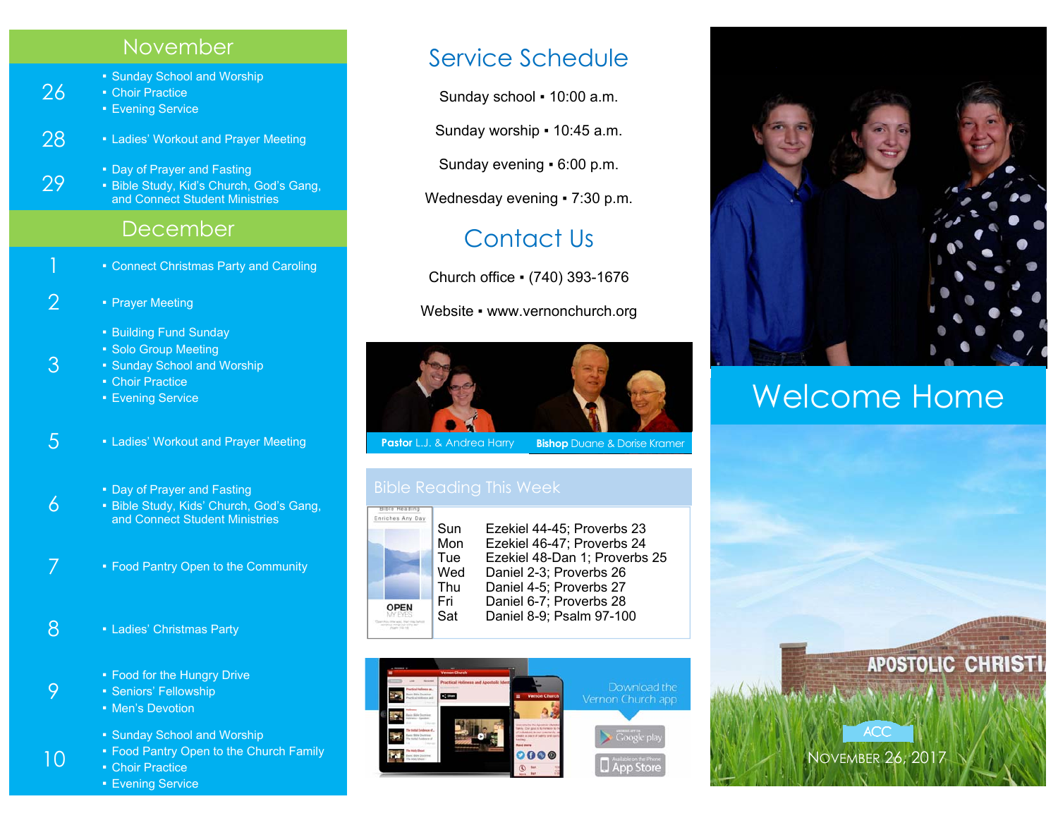## November

**26**
- Sunday School and Worship
- Choir Practice
- Evening Service

**28**
- Ladies' Workout and Prayer Meeting

**29**
- Day of Prayer and Fasting
- Bible Study, Kid's Church, God's Gang, and Connect Student Ministries

## December

**1**
- Connect Christmas Party and Caroling

**2**
- Prayer Meeting

**3**
- Building Fund Sunday
- Solo Group Meeting
- Sunday School and Worship
- Choir Practice
- Evening Service

**5**
- Ladies' Workout and Prayer Meeting

**6**
- Day of Prayer and Fasting
- Bible Study, Kids' Church, God's Gang, and Connect Student Ministries

**7**
- Food Pantry Open to the Community

**8**
- Ladies' Christmas Party

**9**
- Food for the Hungry Drive
- Seniors' Fellowship
- Men's Devotion

**10**
- Sunday School and Worship
- Food Pantry Open to the Church Family
- Choir Practice
- Evening Service

## Service Schedule

Sunday school ▪ 10:00 a.m.

Sunday worship ▪ 10:45 a.m.

Sunday evening ▪ 6:00 p.m.

Wednesday evening ▪ 7:30 p.m.

## Contact Us

Church office ▪ (740) 393-1676

Website ▪ www.vernonchurch.org

**Pastor** L.J. & Andrea Harry

**Bishop** Duane & Dorise Kramer

## Bible Reading This Week

| | |
|---|---|
| Sun | Ezekiel 44-45; Proverbs 23 |
| Mon | Ezekiel 46-47; Proverbs 24 |
| Tue | Ezekiel 48-Dan 1; Proverbs 25 |
| Wed | Daniel 2-3; Proverbs 26 |
| Thu | Daniel 4-5; Proverbs 27 |
| Fri | Daniel 6-7; Proverbs 28 |
| Sat | Daniel 8-9; Psalm 97-100 |

Download the Vernon Church app

Google play

App Store

# Welcome Home

ACC

November 26, 2017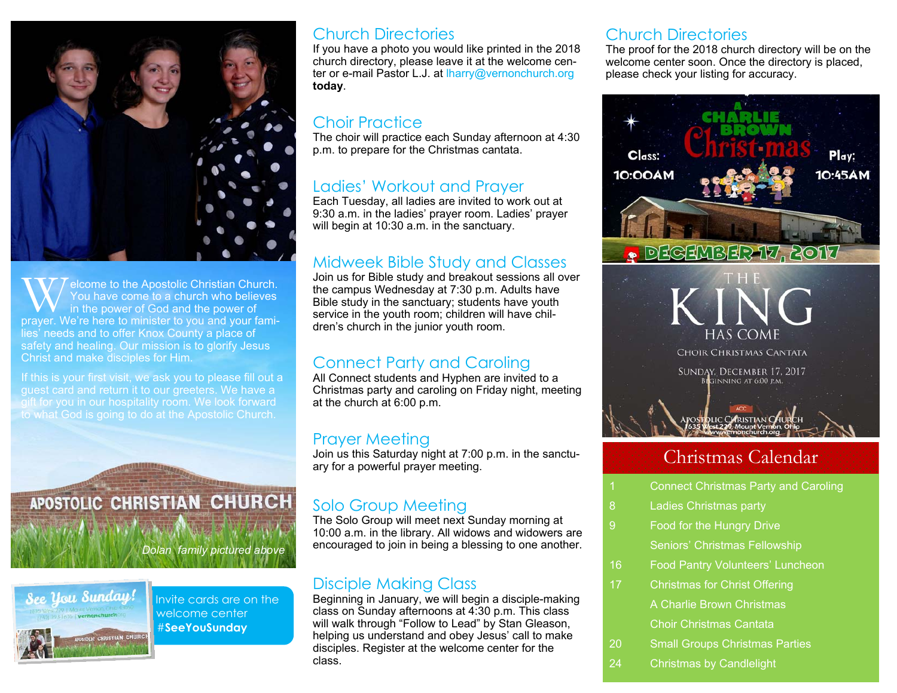Welcome to the Apostolic Christian Church. You have come to a church who believes in the power of God and the power of prayer. We're here to minister to you and your families' needs and to offer Knox County a place of safety and healing. Our mission is to glorify Jesus Christ and make disciples for Him.

If this is your first visit, we ask you to please fill out a guest card and return it to our greeters. We have a gift for you in our hospitality room. We look forward to what God is going to do at the Apostolic Church.

APOSTOLIC CHRISTIAN CHURCH

*Dolan family pictured above*

See You Sunday!

Invite cards are on the welcome center **#SeeYouSunday**

## Church Directories

If you have a photo you would like printed in the 2018 church directory, please leave it at the welcome center or e-mail Pastor L.J. at lharry@vernonchurch.org **today**.

## Choir Practice

The choir will practice each Sunday afternoon at 4:30 p.m. to prepare for the Christmas cantata.

## Ladies' Workout and Prayer

Each Tuesday, all ladies are invited to work out at 9:30 a.m. in the ladies' prayer room. Ladies' prayer will begin at 10:30 a.m. in the sanctuary.

## Midweek Bible Study and Classes

Join us for Bible study and breakout sessions all over the campus Wednesday at 7:30 p.m. Adults have Bible study in the sanctuary; students have youth service in the youth room; children will have children's church in the junior youth room.

## Connect Party and Caroling

All Connect students and Hyphen are invited to a Christmas party and caroling on Friday night, meeting at the church at 6:00 p.m.

## Prayer Meeting

Join us this Saturday night at 7:00 p.m. in the sanctuary for a powerful prayer meeting.

## Solo Group Meeting

The Solo Group will meet next Sunday morning at 10:00 a.m. in the library. All widows and widowers are encouraged to join in being a blessing to one another.

## Disciple Making Class

Beginning in January, we will begin a disciple-making class on Sunday afternoons at 4:30 p.m. This class will walk through "Follow to Lead" by Stan Gleason, helping us understand and obey Jesus' call to make disciples. Register at the welcome center for the class.

## Church Directories

The proof for the 2018 church directory will be on the welcome center soon. Once the directory is placed, please check your listing for accuracy.

A CHARLIE BROWN Christmas

Class: 10:00AM

Play: 10:45AM

DECEMBER 17, 2017

THE KING HAS COME

CHOIR CHRISTMAS CANTATA

SUNDAY, DECEMBER 17, 2017
BEGINNING AT 6:00 P.M.

ACC
APOSTOLIC CHRISTIAN CHURCH
1635 West 229, Mount Vernon, Ohio
www.vernonchurch.org

## Christmas Calendar

| | |
|---|---|
| 1 | Connect Christmas Party and Caroling |
| 8 | Ladies Christmas party |
| 9 | Food for the Hungry Drive |
| | Seniors' Christmas Fellowship |
| 16 | Food Pantry Volunteers' Luncheon |
| 17 | Christmas for Christ Offering |
| | A Charlie Brown Christmas |
| | Choir Christmas Cantata |
| 20 | Small Groups Christmas Parties |
| 24 | Christmas by Candlelight |